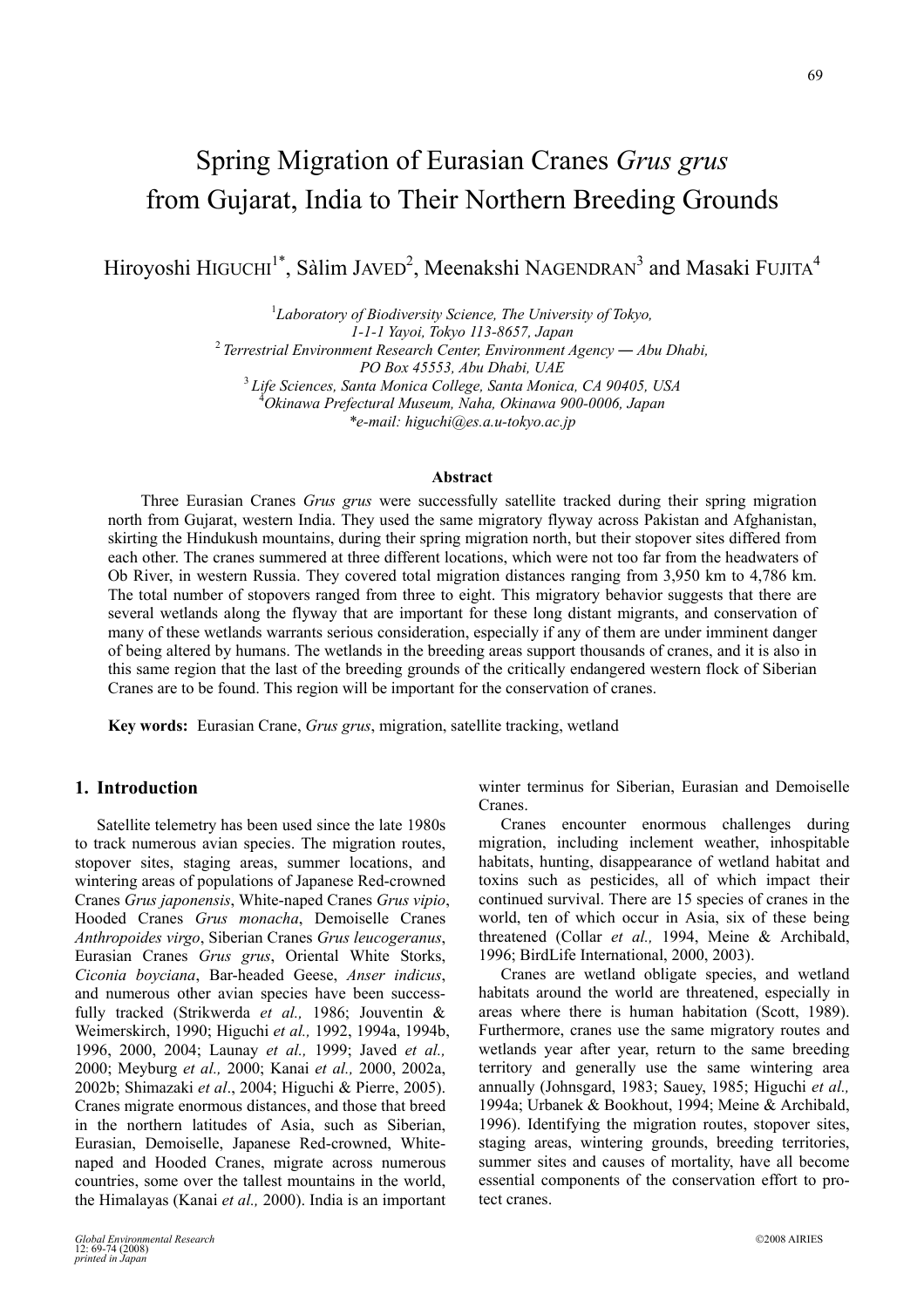# Spring Migration of Eurasian Cranes *Grus grus* from Gujarat, India to Their Northern Breeding Grounds

Hiroyoshi HIGUCHI[1*], Sàlim JAVED[2], Meenakshi NAGENDRAN[3] and Masaki FUJITA[4]

[1]*Laboratory of Biodiversity Science, The University of Tokyo, 1-1-1 Yayoi, Tokyo 113-8657, Japan*
[2]*Terrestrial Environment Research Center, Environment Agency ― Abu Dhabi, PO Box 45553, Abu Dhabi, UAE*
[3]*Life Sciences, Santa Monica College, Santa Monica, CA 90405, USA*
[4]*Okinawa Prefectural Museum, Naha, Okinawa 900-0006, Japan*
*\*e-mail: higuchi@es.a.u-tokyo.ac.jp*

### Abstract

Three Eurasian Cranes *Grus grus* were successfully satellite tracked during their spring migration north from Gujarat, western India. They used the same migratory flyway across Pakistan and Afghanistan, skirting the Hindukush mountains, during their spring migration north, but their stopover sites differed from each other. The cranes summered at three different locations, which were not too far from the headwaters of Ob River, in western Russia. They covered total migration distances ranging from 3,950 km to 4,786 km. The total number of stopovers ranged from three to eight. This migratory behavior suggests that there are several wetlands along the flyway that are important for these long distant migrants, and conservation of many of these wetlands warrants serious consideration, especially if any of them are under imminent danger of being altered by humans. The wetlands in the breeding areas support thousands of cranes, and it is also in this same region that the last of the breeding grounds of the critically endangered western flock of Siberian Cranes are to be found. This region will be important for the conservation of cranes.

**Key words:** Eurasian Crane, *Grus grus*, migration, satellite tracking, wetland

## 1. Introduction

Satellite telemetry has been used since the late 1980s to track numerous avian species. The migration routes, stopover sites, staging areas, summer locations, and wintering areas of populations of Japanese Red-crowned Cranes *Grus japonensis*, White-naped Cranes *Grus vipio*, Hooded Cranes *Grus monacha*, Demoiselle Cranes *Anthropoides virgo*, Siberian Cranes *Grus leucogeranus*, Eurasian Cranes *Grus grus*, Oriental White Storks, *Ciconia boyciana*, Bar-headed Geese, *Anser indicus*, and numerous other avian species have been successfully tracked (Strikwerda *et al.,* 1986; Jouventin & Weimerskirch, 1990; Higuchi *et al.,* 1992, 1994a, 1994b, 1996, 2000, 2004; Launay *et al.,* 1999; Javed *et al.,* 2000; Meyburg *et al.,* 2000; Kanai *et al.,* 2000, 2002a, 2002b; Shimazaki *et al*., 2004; Higuchi & Pierre, 2005). Cranes migrate enormous distances, and those that breed in the northern latitudes of Asia, such as Siberian, Eurasian, Demoiselle, Japanese Red-crowned, White-naped and Hooded Cranes, migrate across numerous countries, some over the tallest mountains in the world, the Himalayas (Kanai *et al.,* 2000). India is an important winter terminus for Siberian, Eurasian and Demoiselle Cranes.

Cranes encounter enormous challenges during migration, including inclement weather, inhospitable habitats, hunting, disappearance of wetland habitat and toxins such as pesticides, all of which impact their continued survival. There are 15 species of cranes in the world, ten of which occur in Asia, six of these being threatened (Collar *et al.,* 1994, Meine & Archibald, 1996; BirdLife International, 2000, 2003).

Cranes are wetland obligate species, and wetland habitats around the world are threatened, especially in areas where there is human habitation (Scott, 1989). Furthermore, cranes use the same migratory routes and wetlands year after year, return to the same breeding territory and generally use the same wintering area annually (Johnsgard, 1983; Sauey, 1985; Higuchi *et al.,* 1994a; Urbanek & Bookhout, 1994; Meine & Archibald, 1996). Identifying the migration routes, stopover sites, staging areas, wintering grounds, breeding territories, summer sites and causes of mortality, have all become essential components of the conservation effort to protect cranes.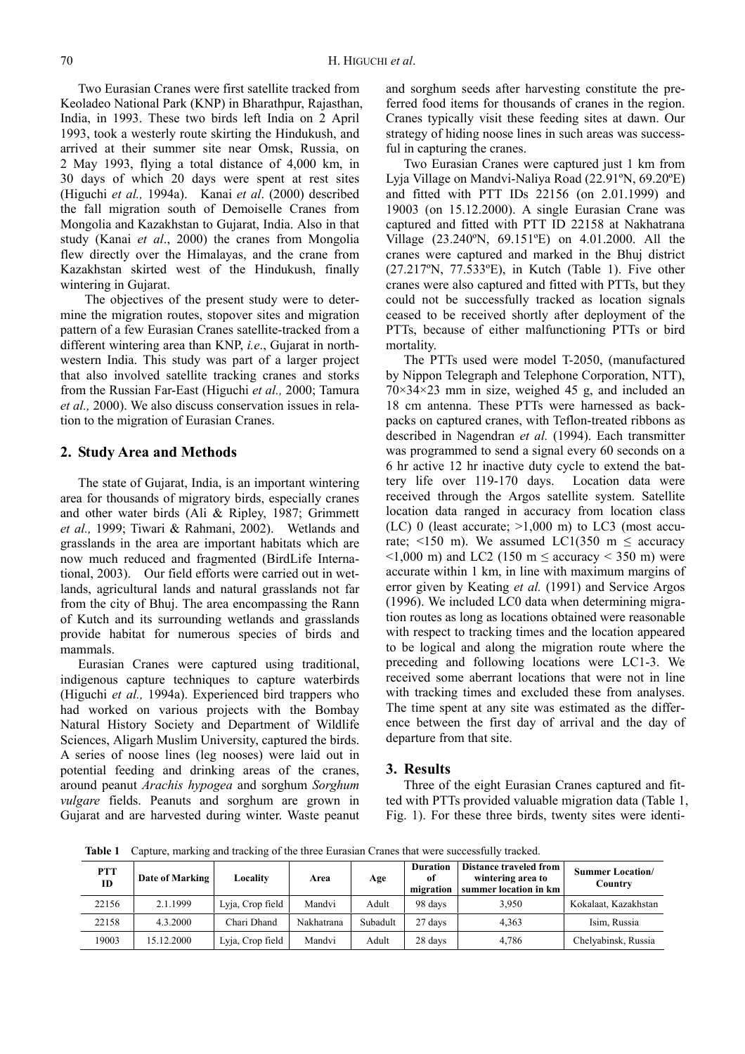Two Eurasian Cranes were first satellite tracked from Keoladeo National Park (KNP) in Bharathpur, Rajasthan, India, in 1993. These two birds left India on 2 April 1993, took a westerly route skirting the Hindukush, and arrived at their summer site near Omsk, Russia, on 2 May 1993, flying a total distance of 4,000 km, in 30 days of which 20 days were spent at rest sites (Higuchi *et al.,* 1994a). Kanai *et al*. (2000) described the fall migration south of Demoiselle Cranes from Mongolia and Kazakhstan to Gujarat, India. Also in that study (Kanai *et al*., 2000) the cranes from Mongolia flew directly over the Himalayas, and the crane from Kazakhstan skirted west of the Hindukush, finally wintering in Gujarat.

The objectives of the present study were to determine the migration routes, stopover sites and migration pattern of a few Eurasian Cranes satellite-tracked from a different wintering area than KNP, *i.e*., Gujarat in northwestern India. This study was part of a larger project that also involved satellite tracking cranes and storks from the Russian Far-East (Higuchi *et al.,* 2000; Tamura *et al.,* 2000). We also discuss conservation issues in relation to the migration of Eurasian Cranes.

## 2. Study Area and Methods

The state of Gujarat, India, is an important wintering area for thousands of migratory birds, especially cranes and other water birds (Ali & Ripley, 1987; Grimmett *et al.,* 1999; Tiwari & Rahmani, 2002). Wetlands and grasslands in the area are important habitats which are now much reduced and fragmented (BirdLife International, 2003). Our field efforts were carried out in wetlands, agricultural lands and natural grasslands not far from the city of Bhuj. The area encompassing the Rann of Kutch and its surrounding wetlands and grasslands provide habitat for numerous species of birds and mammals.

Eurasian Cranes were captured using traditional, indigenous capture techniques to capture waterbirds (Higuchi *et al.,* 1994a). Experienced bird trappers who had worked on various projects with the Bombay Natural History Society and Department of Wildlife Sciences, Aligarh Muslim University, captured the birds. A series of noose lines (leg nooses) were laid out in potential feeding and drinking areas of the cranes, around peanut *Arachis hypogea* and sorghum *Sorghum vulgare* fields. Peanuts and sorghum are grown in Gujarat and are harvested during winter. Waste peanut and sorghum seeds after harvesting constitute the preferred food items for thousands of cranes in the region. Cranes typically visit these feeding sites at dawn. Our strategy of hiding noose lines in such areas was successful in capturing the cranes.

Two Eurasian Cranes were captured just 1 km from Lyja Village on Mandvi-Naliya Road (22.91ºN, 69.20ºE) and fitted with PTT IDs 22156 (on 2.01.1999) and 19003 (on 15.12.2000). A single Eurasian Crane was captured and fitted with PTT ID 22158 at Nakhatrana Village (23.240ºN, 69.151ºE) on 4.01.2000. All the cranes were captured and marked in the Bhuj district (27.217ºN, 77.533ºE), in Kutch (Table 1). Five other cranes were also captured and fitted with PTTs, but they could not be successfully tracked as location signals ceased to be received shortly after deployment of the PTTs, because of either malfunctioning PTTs or bird mortality.

The PTTs used were model T-2050, (manufactured by Nippon Telegraph and Telephone Corporation, NTT), 70×34×23 mm in size, weighed 45 g, and included an 18 cm antenna. These PTTs were harnessed as backpacks on captured cranes, with Teflon-treated ribbons as described in Nagendran *et al.* (1994). Each transmitter was programmed to send a signal every 60 seconds on a 6 hr active 12 hr inactive duty cycle to extend the battery life over 119-170 days. Location data were received through the Argos satellite system. Satellite location data ranged in accuracy from location class (LC) 0 (least accurate; >1,000 m) to LC3 (most accurate; <150 m). We assumed LC1(350 m ≤ accuracy <1,000 m) and LC2 (150 m ≤ accuracy < 350 m) were accurate within 1 km, in line with maximum margins of error given by Keating *et al.* (1991) and Service Argos (1996). We included LC0 data when determining migration routes as long as locations obtained were reasonable with respect to tracking times and the location appeared to be logical and along the migration route where the preceding and following locations were LC1-3. We received some aberrant locations that were not in line with tracking times and excluded these from analyses. The time spent at any site was estimated as the difference between the first day of arrival and the day of departure from that site.

## 3. Results

Three of the eight Eurasian Cranes captured and fitted with PTTs provided valuable migration data (Table 1, Fig. 1). For these three birds, twenty sites were identi-

**Table 1** Capture, marking and tracking of the three Eurasian Cranes that were successfully tracked.

| PTT ID | Date of Marking | Locality | Area | Age | Duration of migration | Distance traveled from wintering area to summer location in km | Summer Location/ Country |
|---|---|---|---|---|---|---|---|
| 22156 | 2.1.1999 | Lyja, Crop field | Mandvi | Adult | 98 days | 3,950 | Kokalaat, Kazakhstan |
| 22158 | 4.3.2000 | Chari Dhand | Nakhatrana | Subadult | 27 days | 4,363 | Isim, Russia |
| 19003 | 15.12.2000 | Lyja, Crop field | Mandvi | Adult | 28 days | 4,786 | Chelyabinsk, Russia |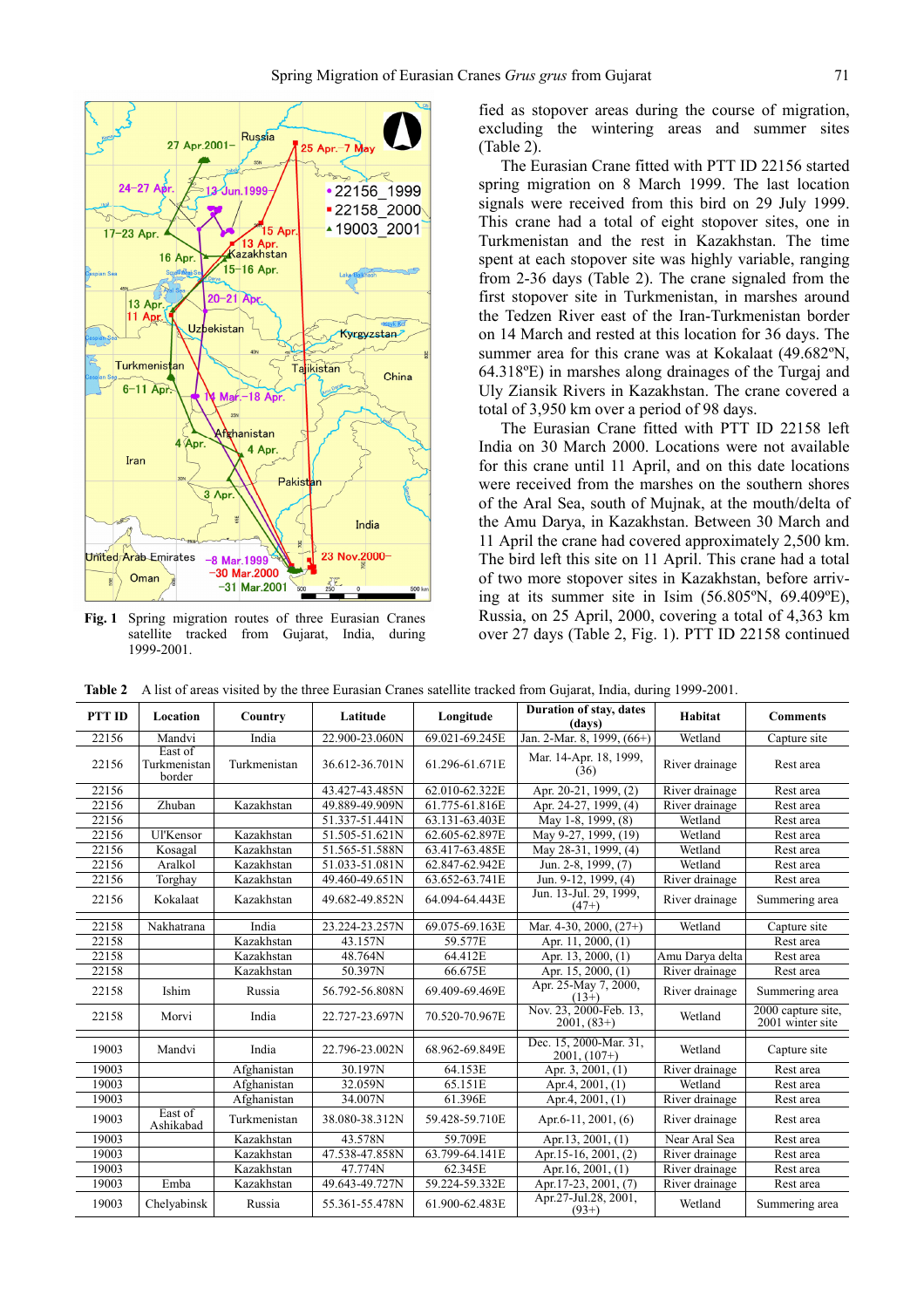Fig. 1 Spring migration routes of three Eurasian Cranes satellite tracked from Gujarat, India, during 1999-2001.

fied as stopover areas during the course of migration, excluding the wintering areas and summer sites (Table 2).

The Eurasian Crane fitted with PTT ID 22156 started spring migration on 8 March 1999. The last location signals were received from this bird on 29 July 1999. This crane had a total of eight stopover sites, one in Turkmenistan and the rest in Kazakhstan. The time spent at each stopover site was highly variable, ranging from 2-36 days (Table 2). The crane signaled from the first stopover site in Turkmenistan, in marshes around the Tedzen River east of the Iran-Turkmenistan border on 14 March and rested at this location for 36 days. The summer area for this crane was at Kokalaat (49.682ºN, 64.318ºE) in marshes along drainages of the Turgaj and Uly Ziansik Rivers in Kazakhstan. The crane covered a total of 3,950 km over a period of 98 days.

The Eurasian Crane fitted with PTT ID 22158 left India on 30 March 2000. Locations were not available for this crane until 11 April, and on this date locations were received from the marshes on the southern shores of the Aral Sea, south of Mujnak, at the mouth/delta of the Amu Darya, in Kazakhstan. Between 30 March and 11 April the crane had covered approximately 2,500 km. The bird left this site on 11 April. This crane had a total of two more stopover sites in Kazakhstan, before arriving at its summer site in Isim (56.805ºN, 69.409ºE), Russia, on 25 April, 2000, covering a total of 4,363 km over 27 days (Table 2, Fig. 1). PTT ID 22158 continued

**Table 2** A list of areas visited by the three Eurasian Cranes satellite tracked from Gujarat, India, during 1999-2001.

| PTT ID | Location | Country | Latitude | Longitude | Duration of stay, dates (days) | Habitat | Comments |
|---|---|---|---|---|---|---|---|
| 22156 | Mandvi | India | 22.900-23.060N | 69.021-69.245E | Jan. 2-Mar. 8, 1999, (66+) | Wetland | Capture site |
| 22156 | East of Turkmenistan border | Turkmenistan | 36.612-36.701N | 61.296-61.671E | Mar. 14-Apr. 18, 1999, (36) | River drainage | Rest area |
| 22156 | | | 43.427-43.485N | 62.010-62.322E | Apr. 20-21, 1999, (2) | River drainage | Rest area |
| 22156 | Zhuban | Kazakhstan | 49.889-49.909N | 61.775-61.816E | Apr. 24-27, 1999, (4) | River drainage | Rest area |
| 22156 | | | 51.337-51.441N | 63.131-63.403E | May 1-8, 1999, (8) | Wetland | Rest area |
| 22156 | Ul'Kensor | Kazakhstan | 51.505-51.621N | 62.605-62.897E | May 9-27, 1999, (19) | Wetland | Rest area |
| 22156 | Kosagal | Kazakhstan | 51.565-51.588N | 63.417-63.485E | May 28-31, 1999, (4) | Wetland | Rest area |
| 22156 | Aralkol | Kazakhstan | 51.033-51.081N | 62.847-62.942E | Jun. 2-8, 1999, (7) | Wetland | Rest area |
| 22156 | Torghay | Kazakhstan | 49.460-49.651N | 63.652-63.741E | Jun. 9-12, 1999, (4) | River drainage | Rest area |
| 22156 | Kokalaat | Kazakhstan | 49.682-49.852N | 64.094-64.443E | Jun. 13-Jul. 29, 1999, (47+) | River drainage | Summering area |
| 22158 | Nakhatrana | India | 23.224-23.257N | 69.075-69.163E | Mar. 4-30, 2000, (27+) | Wetland | Capture site |
| 22158 | | Kazakhstan | 43.157N | 59.577E | Apr. 11, 2000, (1) | | Rest area |
| 22158 | | Kazakhstan | 48.764N | 64.412E | Apr. 13, 2000, (1) | Amu Darya delta | Rest area |
| 22158 | | Kazakhstan | 50.397N | 66.675E | Apr. 15, 2000, (1) | River drainage | Rest area |
| 22158 | Ishim | Russia | 56.792-56.808N | 69.409-69.469E | Apr. 25-May 7, 2000, (13+) | River drainage | Summering area |
| 22158 | Morvi | India | 22.727-23.697N | 70.520-70.967E | Nov. 23, 2000-Feb. 13, 2001, (83+) | Wetland | 2000 capture site, 2001 winter site |
| 19003 | Mandvi | India | 22.796-23.002N | 68.962-69.849E | Dec. 15, 2000-Mar. 31, 2001, (107+) | Wetland | Capture site |
| 19003 | | Afghanistan | 30.197N | 64.153E | Apr. 3, 2001, (1) | River drainage | Rest area |
| 19003 | | Afghanistan | 32.059N | 65.151E | Apr.4, 2001, (1) | Wetland | Rest area |
| 19003 | | Afghanistan | 34.007N | 61.396E | Apr.4, 2001, (1) | River drainage | Rest area |
| 19003 | East of Ashikabad | Turkmenistan | 38.080-38.312N | 59.428-59.710E | Apr.6-11, 2001, (6) | River drainage | Rest area |
| 19003 | | Kazakhstan | 43.578N | 59.709E | Apr.13, 2001, (1) | Near Aral Sea | Rest area |
| 19003 | | Kazakhstan | 47.538-47.858N | 63.799-64.141E | Apr.15-16, 2001, (2) | River drainage | Rest area |
| 19003 | | Kazakhstan | 47.774N | 62.345E | Apr.16, 2001, (1) | River drainage | Rest area |
| 19003 | Emba | Kazakhstan | 49.643-49.727N | 59.224-59.332E | Apr.17-23, 2001, (7) | River drainage | Rest area |
| 19003 | Chelyabinsk | Russia | 55.361-55.478N | 61.900-62.483E | Apr.27-Jul.28, 2001, (93+) | Wetland | Summering area |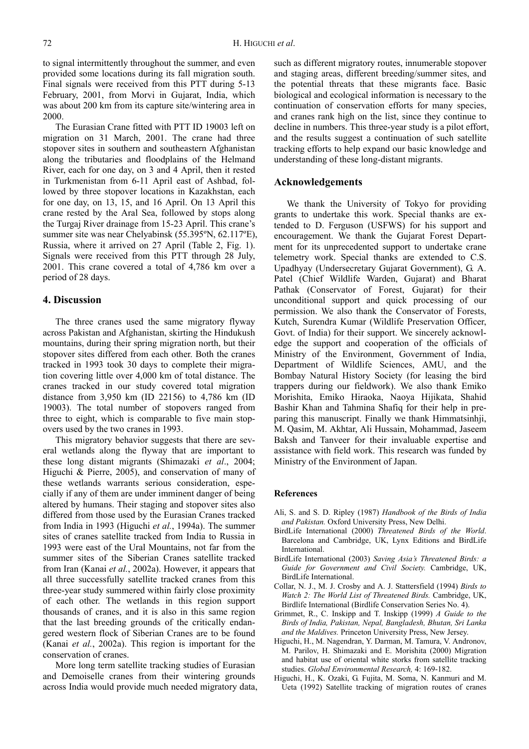to signal intermittently throughout the summer, and even provided some locations during its fall migration south. Final signals were received from this PTT during 5-13 February, 2001, from Morvi in Gujarat, India, which was about 200 km from its capture site/wintering area in 2000.

The Eurasian Crane fitted with PTT ID 19003 left on migration on 31 March, 2001. The crane had three stopover sites in southern and southeastern Afghanistan along the tributaries and floodplains of the Helmand River, each for one day, on 3 and 4 April, then it rested in Turkmenistan from 6-11 April east of Ashbad, followed by three stopover locations in Kazakhstan, each for one day, on 13, 15, and 16 April. On 13 April this crane rested by the Aral Sea, followed by stops along the Turgaj River drainage from 15-23 April. This crane's summer site was near Chelyabinsk (55.395ºN, 62.117ºE), Russia, where it arrived on 27 April (Table 2, Fig. 1). Signals were received from this PTT through 28 July, 2001. This crane covered a total of 4,786 km over a period of 28 days.

## 4. Discussion

The three cranes used the same migratory flyway across Pakistan and Afghanistan, skirting the Hindukush mountains, during their spring migration north, but their stopover sites differed from each other. Both the cranes tracked in 1993 took 30 days to complete their migration covering little over 4,000 km of total distance. The cranes tracked in our study covered total migration distance from 3,950 km (ID 22156) to 4,786 km (ID 19003). The total number of stopovers ranged from three to eight, which is comparable to five main stopovers used by the two cranes in 1993.

This migratory behavior suggests that there are several wetlands along the flyway that are important to these long distant migrants (Shimazaki *et al*., 2004; Higuchi & Pierre, 2005), and conservation of many of these wetlands warrants serious consideration, especially if any of them are under imminent danger of being altered by humans. Their staging and stopover sites also differed from those used by the Eurasian Cranes tracked from India in 1993 (Higuchi *et al.*, 1994a). The summer sites of cranes satellite tracked from India to Russia in 1993 were east of the Ural Mountains, not far from the summer sites of the Siberian Cranes satellite tracked from Iran (Kanai *et al.*, 2002a). However, it appears that all three successfully satellite tracked cranes from this three-year study summered within fairly close proximity of each other. The wetlands in this region support thousands of cranes, and it is also in this same region that the last breeding grounds of the critically endangered western flock of Siberian Cranes are to be found (Kanai *et al.*, 2002a). This region is important for the conservation of cranes.

More long term satellite tracking studies of Eurasian and Demoiselle cranes from their wintering grounds across India would provide much needed migratory data, such as different migratory routes, innumerable stopover and staging areas, different breeding/summer sites, and the potential threats that these migrants face. Basic biological and ecological information is necessary to the continuation of conservation efforts for many species, and cranes rank high on the list, since they continue to decline in numbers. This three-year study is a pilot effort, and the results suggest a continuation of such satellite tracking efforts to help expand our basic knowledge and understanding of these long-distant migrants.

## Acknowledgements

We thank the University of Tokyo for providing grants to undertake this work. Special thanks are extended to D. Ferguson (USFWS) for his support and encouragement. We thank the Gujarat Forest Department for its unprecedented support to undertake crane telemetry work. Special thanks are extended to C.S. Upadhyay (Undersecretary Gujarat Government), G. A. Patel (Chief Wildlife Warden, Gujarat) and Bharat Pathak (Conservator of Forest, Gujarat) for their unconditional support and quick processing of our permission. We also thank the Conservator of Forests, Kutch, Surendra Kumar (Wildlife Preservation Officer, Govt. of India) for their support. We sincerely acknowledge the support and cooperation of the officials of Ministry of the Environment, Government of India, Department of Wildlife Sciences, AMU, and the Bombay Natural History Society (for leasing the bird trappers during our fieldwork). We also thank Emiko Morishita, Emiko Hiraoka, Naoya Hijikata, Shahid Bashir Khan and Tahmina Shafiq for their help in preparing this manuscript. Finally we thank Himmatsinhji, M. Qasim, M. Akhtar, Ali Hussain, Mohammad, Jaseem Baksh and Tanveer for their invaluable expertise and assistance with field work. This research was funded by Ministry of the Environment of Japan.

### References

- Ali, S. and S. D. Ripley (1987) *Handbook of the Birds of India and Pakistan.* Oxford University Press, New Delhi.
- BirdLife International (2000) *Threatened Birds of the World*. Barcelona and Cambridge, UK, Lynx Editions and BirdLife International.
- BirdLife International (2003) *Saving Asia's Threatened Birds: a Guide for Government and Civil Society.* Cambridge, UK, BirdLife International.
- Collar, N. J., M. J. Crosby and A. J. Stattersfield (1994) *Birds to Watch 2: The World List of Threatened Birds.* Cambridge, UK, Birdlife International (Birdlife Conservation Series No. 4).
- Grimmet, R., C. Inskipp and T. Inskipp (1999) *A Guide to the Birds of India, Pakistan, Nepal, Bangladesh, Bhutan, Sri Lanka and the Maldives.* Princeton University Press, New Jersey.
- Higuchi, H., M. Nagendran, Y. Darman, M. Tamura, V. Andronov, M. Parilov, H. Shimazaki and E. Morishita (2000) Migration and habitat use of oriental white storks from satellite tracking studies. *Global Environmental Research,* 4: 169-182.
- Higuchi, H., K. Ozaki, G. Fujita, M. Soma, N. Kanmuri and M. Ueta (1992) Satellite tracking of migration routes of cranes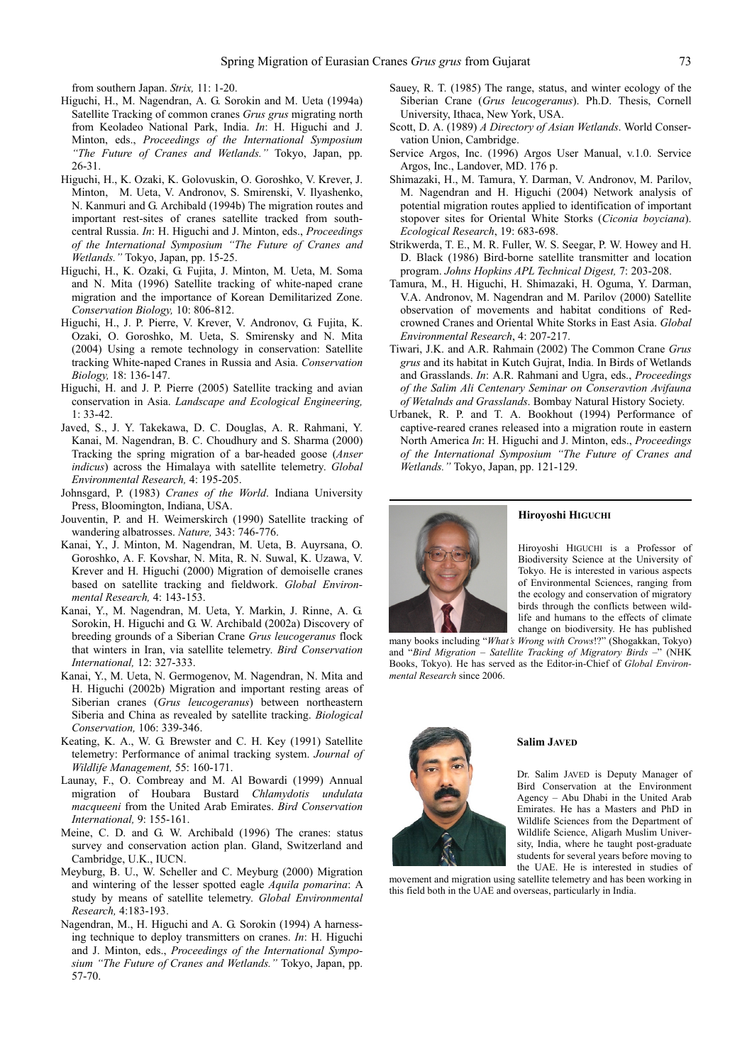from southern Japan. *Strix,* 11: 1-20.

Higuchi, H., M. Nagendran, A. G. Sorokin and M. Ueta (1994a) Satellite Tracking of common cranes *Grus grus* migrating north from Keoladeo National Park, India. *In*: H. Higuchi and J. Minton, eds., *Proceedings of the International Symposium "The Future of Cranes and Wetlands."* Tokyo, Japan, pp. 26-31.

Higuchi, H., K. Ozaki, K. Golovuskin, O. Goroshko, V. Krever, J. Minton, M. Ueta, V. Andronov, S. Smirenski, V. Ilyashenko, N. Kanmuri and G. Archibald (1994b) The migration routes and important rest-sites of cranes satellite tracked from south-central Russia. *In*: H. Higuchi and J. Minton, eds., *Proceedings of the International Symposium "The Future of Cranes and Wetlands."* Tokyo, Japan, pp. 15-25.

Higuchi, H., K. Ozaki, G. Fujita, J. Minton, M. Ueta, M. Soma and N. Mita (1996) Satellite tracking of white-naped crane migration and the importance of Korean Demilitarized Zone. *Conservation Biology,* 10: 806-812.

Higuchi, H., J. P. Pierre, V. Krever, V. Andronov, G. Fujita, K. Ozaki, O. Goroshko, M. Ueta, S. Smirensky and N. Mita (2004) Using a remote technology in conservation: Satellite tracking White-naped Cranes in Russia and Asia. *Conservation Biology,* 18: 136-147.

Higuchi, H. and J. P. Pierre (2005) Satellite tracking and avian conservation in Asia. *Landscape and Ecological Engineering,* 1: 33-42.

Javed, S., J. Y. Takekawa, D. C. Douglas, A. R. Rahmani, Y. Kanai, M. Nagendran, B. C. Choudhury and S. Sharma (2000) Tracking the spring migration of a bar-headed goose (*Anser indicus*) across the Himalaya with satellite telemetry. *Global Environmental Research,* 4: 195-205.

Johnsgard, P. (1983) *Cranes of the World*. Indiana University Press, Bloomington, Indiana, USA.

Jouventin, P. and H. Weimerskirch (1990) Satellite tracking of wandering albatrosses. *Nature,* 343: 746-776.

Kanai, Y., J. Minton, M. Nagendran, M. Ueta, B. Auyrsana, O. Goroshko, A. F. Kovshar, N. Mita, R. N. Suwal, K. Uzawa, V. Krever and H. Higuchi (2000) Migration of demoiselle cranes based on satellite tracking and fieldwork. *Global Environmental Research,* 4: 143-153.

Kanai, Y., M. Nagendran, M. Ueta, Y. Markin, J. Rinne, A. G. Sorokin, H. Higuchi and G. W. Archibald (2002a) Discovery of breeding grounds of a Siberian Crane *Grus leucogeranus* flock that winters in Iran, via satellite telemetry. *Bird Conservation International,* 12: 327-333.

Kanai, Y., M. Ueta, N. Germogenov, M. Nagendran, N. Mita and H. Higuchi (2002b) Migration and important resting areas of Siberian cranes (*Grus leucogeranus*) between northeastern Siberia and China as revealed by satellite tracking. *Biological Conservation,* 106: 339-346.

Keating, K. A., W. G. Brewster and C. H. Key (1991) Satellite telemetry: Performance of animal tracking system. *Journal of Wildlife Management,* 55: 160-171.

Launay, F., O. Combreay and M. Al Bowardi (1999) Annual migration of Houbara Bustard *Chlamydotis undulata macqueeni* from the United Arab Emirates. *Bird Conservation International,* 9: 155-161.

Meine, C. D. and G. W. Archibald (1996) The cranes: status survey and conservation action plan. Gland, Switzerland and Cambridge, U.K., IUCN.

Meyburg, B. U., W. Scheller and C. Meyburg (2000) Migration and wintering of the lesser spotted eagle *Aquila pomarina*: A study by means of satellite telemetry. *Global Environmental Research,* 4:183-193.

Nagendran, M., H. Higuchi and A. G. Sorokin (1994) A harnessing technique to deploy transmitters on cranes. *In*: H. Higuchi and J. Minton, eds., *Proceedings of the International Symposium "The Future of Cranes and Wetlands."* Tokyo, Japan, pp. 57-70.

Sauey, R. T. (1985) The range, status, and winter ecology of the Siberian Crane (*Grus leucogeranus*). Ph.D. Thesis, Cornell University, Ithaca, New York, USA.

Scott, D. A. (1989) *A Directory of Asian Wetlands*. World Conservation Union, Cambridge.

Service Argos, Inc. (1996) Argos User Manual, v.1.0. Service Argos, Inc., Landover, MD. 176 p.

Shimazaki, H., M. Tamura, Y. Darman, V. Andronov, M. Parilov, M. Nagendran and H. Higuchi (2004) Network analysis of potential migration routes applied to identification of important stopover sites for Oriental White Storks (*Ciconia boyciana*). *Ecological Research*, 19: 683-698.

Strikwerda, T. E., M. R. Fuller, W. S. Seegar, P. W. Howey and H. D. Black (1986) Bird-borne satellite transmitter and location program. *Johns Hopkins APL Technical Digest,* 7: 203-208.

Tamura, M., H. Higuchi, H. Shimazaki, H. Oguma, Y. Darman, V.A. Andronov, M. Nagendran and M. Parilov (2000) Satellite observation of movements and habitat conditions of Red-crowned Cranes and Oriental White Storks in East Asia. *Global Environmental Research*, 4: 207-217.

Tiwari, J.K. and A.R. Rahmain (2002) The Common Crane *Grus grus* and its habitat in Kutch Gujrat, India. In Birds of Wetlands and Grasslands. *In*: A.R. Rahmani and Ugra, eds., *Proceedings of the Salim Ali Centenary Seminar on Conseravtion Avifauna of Wetalnds and Grasslands*. Bombay Natural History Society.

Urbanek, R. P. and T. A. Bookhout (1994) Performance of captive-reared cranes released into a migration route in eastern North America *In*: H. Higuchi and J. Minton, eds., *Proceedings of the International Symposium "The Future of Cranes and Wetlands."* Tokyo, Japan, pp. 121-129.

**Hiroyoshi Higuchi**

Hiroyoshi Higuchi is a Professor of Biodiversity Science at the University of Tokyo. He is interested in various aspects of Environmental Sciences, ranging from the ecology and conservation of migratory birds through the conflicts between wildlife and humans to the effects of climate change on biodiversity. He has published many books including "*What's Wrong with Crows*!?" (Shogakkan, Tokyo) and "*Bird Migration – Satellite Tracking of Migratory Birds* –" (NHK Books, Tokyo). He has served as the Editor-in-Chief of *Global Environmental Research* since 2006.

**Salim Javed**

Dr. Salim Javed is Deputy Manager of Bird Conservation at the Environment Agency – Abu Dhabi in the United Arab Emirates. He has a Masters and PhD in Wildlife Sciences from the Department of Wildlife Science, Aligarh Muslim University, India, where he taught post-graduate students for several years before moving to the UAE. He is interested in studies of movement and migration using satellite telemetry and has been working in this field both in the UAE and overseas, particularly in India.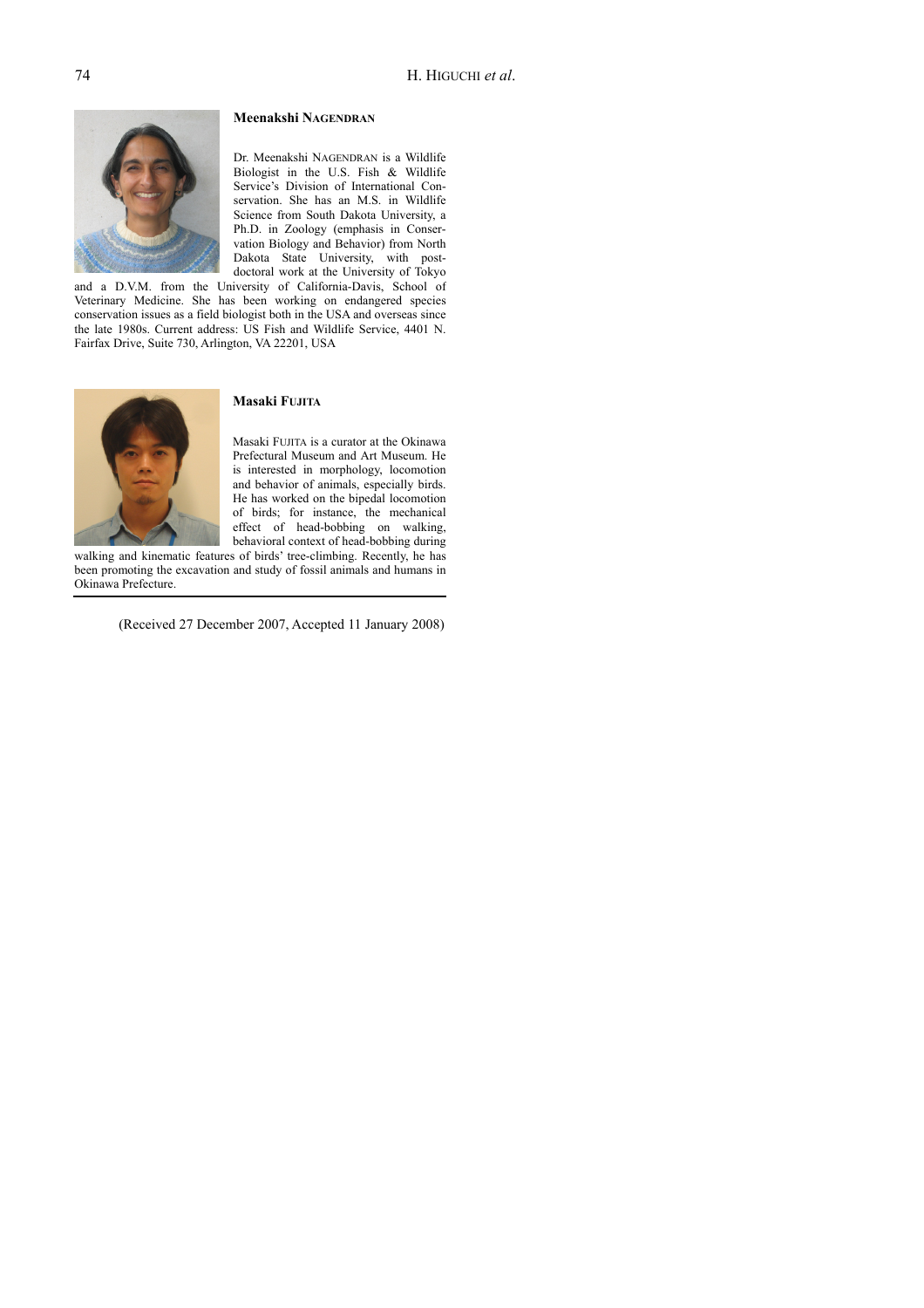**Meenakshi NAGENDRAN**

Dr. Meenakshi NAGENDRAN is a Wildlife Biologist in the U.S. Fish & Wildlife Service's Division of International Conservation. She has an M.S. in Wildlife Science from South Dakota University, a Ph.D. in Zoology (emphasis in Conservation Biology and Behavior) from North Dakota State University, with post-doctoral work at the University of Tokyo and a D.V.M. from the University of California-Davis, School of Veterinary Medicine. She has been working on endangered species conservation issues as a field biologist both in the USA and overseas since the late 1980s. Current address: US Fish and Wildlife Service, 4401 N. Fairfax Drive, Suite 730, Arlington, VA 22201, USA

**Masaki FUJITA**

Masaki FUJITA is a curator at the Okinawa Prefectural Museum and Art Museum. He is interested in morphology, locomotion and behavior of animals, especially birds. He has worked on the bipedal locomotion of birds; for instance, the mechanical effect of head-bobbing on walking, behavioral context of head-bobbing during walking and kinematic features of birds' tree-climbing. Recently, he has been promoting the excavation and study of fossil animals and humans in Okinawa Prefecture.

(Received 27 December 2007, Accepted 11 January 2008)